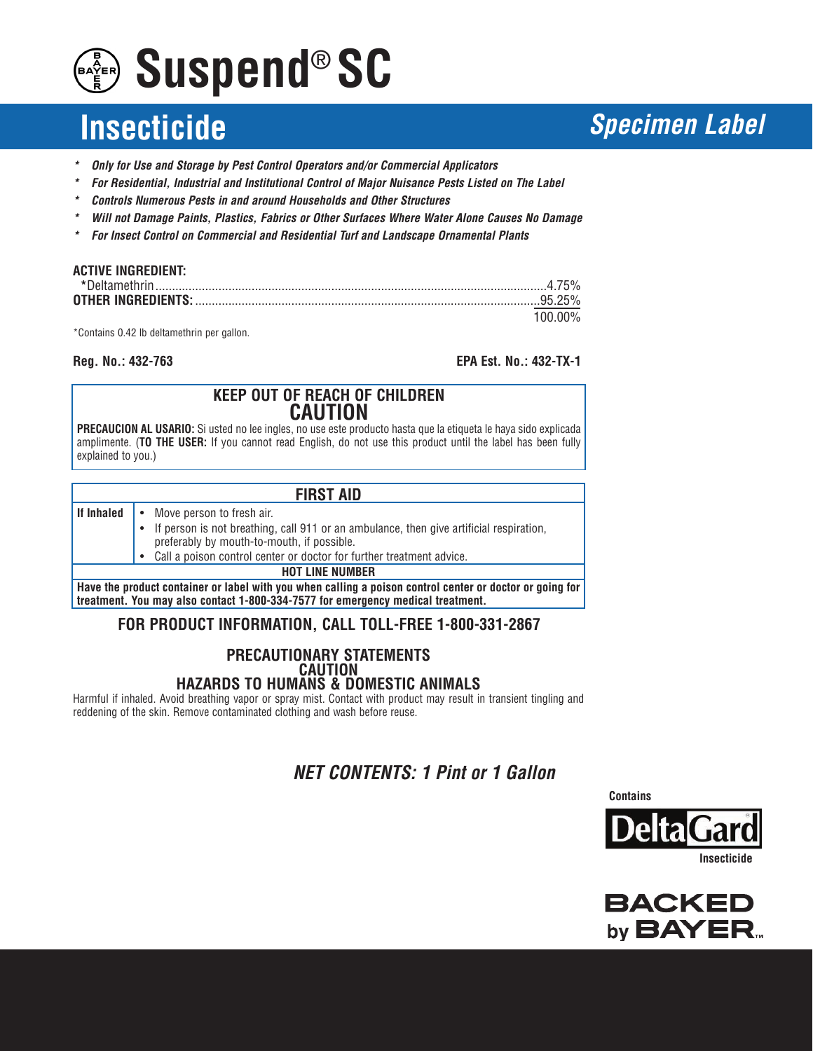# Suspend® SC

## Insecticide

*Specimen Label*

- ***Only for Use and Storage by Pest Control Operators and/or Commercial Applicators***
- ***For Residential, Industrial and Institutional Control of Major Nuisance Pests Listed on The Label***
- ***Controls Numerous Pests in and around Households and Other Structures***
- ***Will not Damage Paints, Plastics, Fabrics or Other Surfaces Where Water Alone Causes No Damage***
- ***For Insect Control on Commercial and Residential Turf and Landscape Ornamental Plants***

**ACTIVE INGREDIENT:**

| | |
|---|---|
| ***Deltamethrin** | 4.75% |
| **OTHER INGREDIENTS:** | 95.25% |
| | 100.00% |

*Contains 0.42 lb deltamethrin per gallon.

**Reg. No.: 432-763** **EPA Est. No.: 432-TX-1**

**KEEP OUT OF REACH OF CHILDREN**

**CAUTION**

**PRECAUCION AL USARIO:** Si usted no lee ingles, no use este producto hasta que la etiqueta le haya sido explicada amplimente. (**TO THE USER:** If you cannot read English, do not use this product until the label has been fully explained to you.)

| FIRST AID | |
|---|---|
| **If Inhaled** | • Move person to fresh air. • If person is not breathing, call 911 or an ambulance, then give artificial respiration, preferably by mouth-to-mouth, if possible. • Call a poison control center or doctor for further treatment advice. |
| **HOT LINE NUMBER** | |
| **Have the product container or label with you when calling a poison control center or doctor or going for treatment. You may also contact 1-800-334-7577 for emergency medical treatment.** | |

**FOR PRODUCT INFORMATION, CALL TOLL-FREE 1-800-331-2867**

### PRECAUTIONARY STATEMENTS
### CAUTION
### HAZARDS TO HUMANS & DOMESTIC ANIMALS

Harmful if inhaled. Avoid breathing vapor or spray mist. Contact with product may result in transient tingling and reddening of the skin. Remove contaminated clothing and wash before reuse.

***NET CONTENTS: 1 Pint or 1 Gallon***

**Contains** DeltaGard® **Insecticide**

BACKED by BAYER™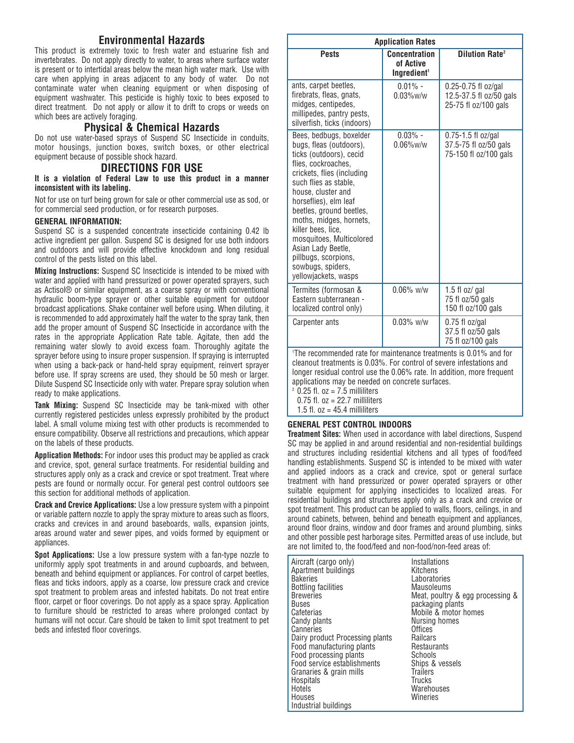## Environmental Hazards

This product is extremely toxic to fresh water and estuarine fish and invertebrates. Do not apply directly to water, to areas where surface water is present or to intertidal areas below the mean high water mark. Use with care when applying in areas adjacent to any body of water. Do not contaminate water when cleaning equipment or when disposing of equipment washwater. This pesticide is highly toxic to bees exposed to direct treatment. Do not apply or allow it to drift to crops or weeds on which bees are actively foraging.

## Physical & Chemical Hazards

Do not use water-based sprays of Suspend SC Insecticide in conduits, motor housings, junction boxes, switch boxes, or other electrical equipment because of possible shock hazard.

## DIRECTIONS FOR USE

**It is a violation of Federal Law to use this product in a manner inconsistent with its labeling.**

Not for use on turf being grown for sale or other commercial use as sod, or for commercial seed production, or for research purposes.

**GENERAL INFORMATION:**

Suspend SC is a suspended concentrate insecticide containing 0.42 lb active ingredient per gallon. Suspend SC is designed for use both indoors and outdoors and will provide effective knockdown and long residual control of the pests listed on this label.

**Mixing Instructions:** Suspend SC Insecticide is intended to be mixed with water and applied with hand pressurized or power operated sprayers, such as Actisol® or similar equipment, as a coarse spray or with conventional hydraulic boom-type sprayer or other suitable equipment for outdoor broadcast applications. Shake container well before using. When diluting, it is recommended to add approximately half the water to the spray tank, then add the proper amount of Suspend SC Insecticide in accordance with the rates in the appropriate Application Rate table. Agitate, then add the remaining water slowly to avoid excess foam. Thoroughly agitate the sprayer before using to insure proper suspension. If spraying is interrupted when using a back-pack or hand-held spray equipment, reinvert sprayer before use. If spray screens are used, they should be 50 mesh or larger. Dilute Suspend SC Insecticide only with water. Prepare spray solution when ready to make applications.

**Tank Mixing:** Suspend SC Insecticide may be tank-mixed with other currently registered pesticides unless expressly prohibited by the product label. A small volume mixing test with other products is recommended to ensure compatibility. Observe all restrictions and precautions, which appear on the labels of these products.

**Application Methods:** For indoor uses this product may be applied as crack and crevice, spot, general surface treatments. For residential building and structures apply only as a crack and crevice or spot treatment. Treat where pests are found or normally occur. For general pest control outdoors see this section for additional methods of application.

**Crack and Crevice Applications:** Use a low pressure system with a pinpoint or variable pattern nozzle to apply the spray mixture to areas such as floors, cracks and crevices in and around baseboards, walls, expansion joints, areas around water and sewer pipes, and voids formed by equipment or appliances.

**Spot Applications:** Use a low pressure system with a fan-type nozzle to uniformly apply spot treatments in and around cupboards, and between, beneath and behind equipment or appliances. For control of carpet beetles, fleas and ticks indoors, apply as a coarse, low pressure crack and crevice spot treatment to problem areas and infested habitats. Do not treat entire floor, carpet or floor coverings. Do not apply as a space spray. Application to furniture should be restricted to areas where prolonged contact by humans will not occur. Care should be taken to limit spot treatment to pet beds and infested floor coverings.

**Application Rates**

| Pests | Concentration of Active Ingredient[1] | Dilution Rate[2] |
|---|---|---|
| ants, carpet beetles, firebrats, fleas, gnats, midges, centipedes, millipedes, pantry pests, silverfish, ticks (indoors) | 0.01% - 0.03%w/w | 0.25-0.75 fl oz/gal<br>12.5-37.5 fl oz/50 gals<br>25-75 fl oz/100 gals |
| Bees, bedbugs, boxelder bugs, fleas (outdoors), ticks (outdoors), cecid flies, cockroaches, crickets, flies (including such flies as stable, house, cluster and horseflies), elm leaf beetles, ground beetles, moths, midges, hornets, killer bees, lice, mosquitoes, Multicolored Asian Lady Beetle, pillbugs, scorpions, sowbugs, spiders, yellowjackets, wasps | 0.03% - 0.06%w/w | 0.75-1.5 fl oz/gal<br>37.5-75 fl oz/50 gals<br>75-150 fl oz/100 gals |
| Termites (formosan & Eastern subterranean - localized control only) | 0.06% w/w | 1.5 fl oz/ gal<br>75 fl oz/50 gals<br>150 fl oz/100 gals |
| Carpenter ants | 0.03% w/w | 0.75 fl oz/gal<br>37.5 fl oz/50 gals<br>75 fl oz/100 gals |

[1]The recommended rate for maintenance treatments is 0.01% and for cleanout treatments is 0.03%. For control of severe infestations and longer residual control use the 0.06% rate. In addition, more frequent applications may be needed on concrete surfaces.

[2] 0.25 fl. oz = 7.5 milliliters
0.75 fl. oz = 22.7 milliliters
1.5 fl. oz = 45.4 milliliters

**GENERAL PEST CONTROL INDOORS**

**Treatment Sites:** When used in accordance with label directions, Suspend SC may be applied in and around residential and non-residential buildings and structures including residential kitchens and all types of food/feed handling establishments. Suspend SC is intended to be mixed with water and applied indoors as a crack and crevice, spot or general surface treatment with hand pressurized or power operated sprayers or other suitable equipment for applying insecticides to localized areas. For residential buildings and structures apply only as a crack and crevice or spot treatment. This product can be applied to walls, floors, ceilings, in and around cabinets, between, behind and beneath equipment and appliances, around floor drains, window and door frames and around plumbing, sinks and other possible pest harborage sites. Permitted areas of use include, but are not limited to, the food/feed and non-food/non-feed areas of:

| | |
|---|---|
| Aircraft (cargo only) | Installations |
| Apartment buildings | Kitchens |
| Bakeries | Laboratories |
| Bottling facilities | Mausoleums |
| Breweries | Meat, poultry & egg processing & packaging plants |
| Buses | Mobile & motor homes |
| Cafeterias | Nursing homes |
| Candy plants | Offices |
| Canneries | Railcars |
| Dairy product Processing plants | Restaurants |
| Food manufacturing plants | Schools |
| Food processing plants | Ships & vessels |
| Food service establishments | Trailers |
| Granaries & grain mills | Trucks |
| Hospitals | Warehouses |
| Hotels | Wineries |
| Houses | |
| Industrial buildings | |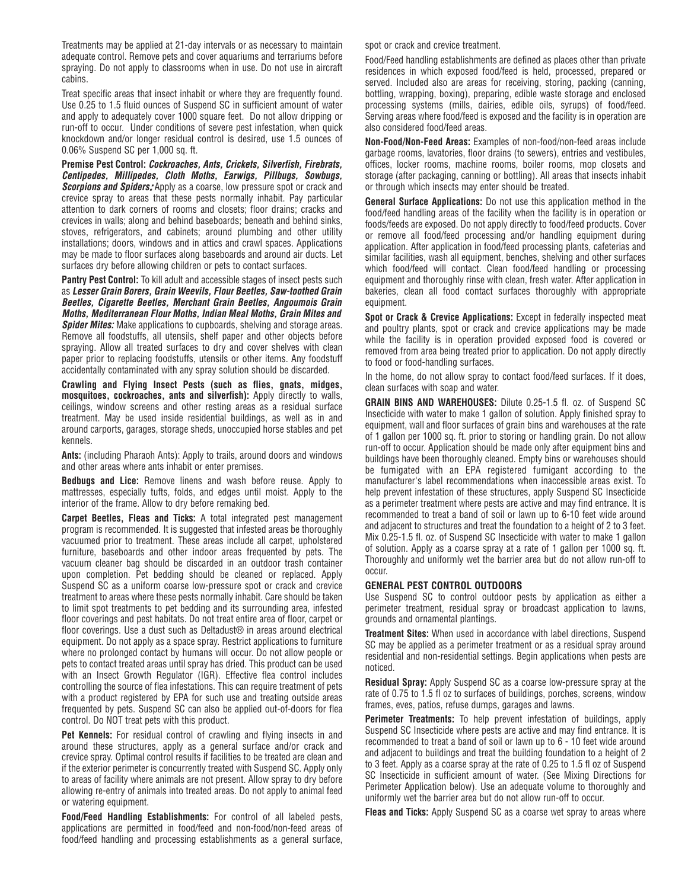Treatments may be applied at 21-day intervals or as necessary to maintain adequate control. Remove pets and cover aquariums and terrariums before spraying. Do not apply to classrooms when in use. Do not use in aircraft cabins.

Treat specific areas that insect inhabit or where they are frequently found. Use 0.25 to 1.5 fluid ounces of Suspend SC in sufficient amount of water and apply to adequately cover 1000 square feet. Do not allow dripping or run-off to occur. Under conditions of severe pest infestation, when quick knockdown and/or longer residual control is desired, use 1.5 ounces of 0.06% Suspend SC per 1,000 sq. ft.

**Premise Pest Control:** ***Cockroaches, Ants, Crickets, Silverfish, Firebrats, Centipedes, Millipedes, Cloth Moths, Earwigs, Pillbugs, Sowbugs, Scorpions and Spiders:*** Apply as a coarse, low pressure spot or crack and crevice spray to areas that these pests normally inhabit. Pay particular attention to dark corners of rooms and closets; floor drains; cracks and crevices in walls; along and behind baseboards; beneath and behind sinks, stoves, refrigerators, and cabinets; around plumbing and other utility installations; doors, windows and in attics and crawl spaces. Applications may be made to floor surfaces along baseboards and around air ducts. Let surfaces dry before allowing children or pets to contact surfaces.

**Pantry Pest Control:** To kill adult and accessible stages of insect pests such as ***Lesser Grain Borers, Grain Weevils, Flour Beetles, Saw-toothed Grain Beetles, Cigarette Beetles, Merchant Grain Beetles, Angoumois Grain Moths, Mediterranean Flour Moths, Indian Meal Moths, Grain Mites and Spider Mites:*** Make applications to cupboards, shelving and storage areas. Remove all foodstuffs, all utensils, shelf paper and other objects before spraying. Allow all treated surfaces to dry and cover shelves with clean paper prior to replacing foodstuffs, utensils or other items. Any foodstuff accidentally contaminated with any spray solution should be discarded.

**Crawling and Flying Insect Pests (such as flies, gnats, midges, mosquitoes, cockroaches, ants and silverfish):** Apply directly to walls, ceilings, window screens and other resting areas as a residual surface treatment. May be used inside residential buildings, as well as in and around carports, garages, storage sheds, unoccupied horse stables and pet kennels.

**Ants:** (including Pharaoh Ants): Apply to trails, around doors and windows and other areas where ants inhabit or enter premises.

**Bedbugs and Lice:** Remove linens and wash before reuse. Apply to mattresses, especially tufts, folds, and edges until moist. Apply to the interior of the frame. Allow to dry before remaking bed.

**Carpet Beetles, Fleas and Ticks:** A total integrated pest management program is recommended. It is suggested that infested areas be thoroughly vacuumed prior to treatment. These areas include all carpet, upholstered furniture, baseboards and other indoor areas frequented by pets. The vacuum cleaner bag should be discarded in an outdoor trash container upon completion. Pet bedding should be cleaned or replaced. Apply Suspend SC as a uniform coarse low-pressure spot or crack and crevice treatment to areas where these pests normally inhabit. Care should be taken to limit spot treatments to pet bedding and its surrounding area, infested floor coverings and pest habitats. Do not treat entire area of floor, carpet or floor coverings. Use a dust such as Deltadust® in areas around electrical equipment. Do not apply as a space spray. Restrict applications to furniture where no prolonged contact by humans will occur. Do not allow people or pets to contact treated areas until spray has dried. This product can be used with an Insect Growth Regulator (IGR). Effective flea control includes controlling the source of flea infestations. This can require treatment of pets with a product registered by EPA for such use and treating outside areas frequented by pets. Suspend SC can also be applied out-of-doors for flea control. Do NOT treat pets with this product.

**Pet Kennels:** For residual control of crawling and flying insects in and around these structures, apply as a general surface and/or crack and crevice spray. Optimal control results if facilities to be treated are clean and if the exterior perimeter is concurrently treated with Suspend SC. Apply only to areas of facility where animals are not present. Allow spray to dry before allowing re-entry of animals into treated areas. Do not apply to animal feed or watering equipment.

**Food/Feed Handling Establishments:** For control of all labeled pests, applications are permitted in food/feed and non-food/non-feed areas of food/feed handling and processing establishments as a general surface, spot or crack and crevice treatment.

Food/Feed handling establishments are defined as places other than private residences in which exposed food/feed is held, processed, prepared or served. Included also are areas for receiving, storing, packing (canning, bottling, wrapping, boxing), preparing, edible waste storage and enclosed processing systems (mills, dairies, edible oils, syrups) of food/feed. Serving areas where food/feed is exposed and the facility is in operation are also considered food/feed areas.

**Non-Food/Non-Feed Areas:** Examples of non-food/non-feed areas include garbage rooms, lavatories, floor drains (to sewers), entries and vestibules, offices, locker rooms, machine rooms, boiler rooms, mop closets and storage (after packaging, canning or bottling). All areas that insects inhabit or through which insects may enter should be treated.

**General Surface Applications:** Do not use this application method in the food/feed handling areas of the facility when the facility is in operation or foods/feeds are exposed. Do not apply directly to food/feed products. Cover or remove all food/feed processing and/or handling equipment during application. After application in food/feed processing plants, cafeterias and similar facilities, wash all equipment, benches, shelving and other surfaces which food/feed will contact. Clean food/feed handling or processing equipment and thoroughly rinse with clean, fresh water. After application in bakeries, clean all food contact surfaces thoroughly with appropriate equipment.

**Spot or Crack & Crevice Applications:** Except in federally inspected meat and poultry plants, spot or crack and crevice applications may be made while the facility is in operation provided exposed food is covered or removed from area being treated prior to application. Do not apply directly to food or food-handling surfaces.

In the home, do not allow spray to contact food/feed surfaces. If it does, clean surfaces with soap and water.

**GRAIN BINS AND WAREHOUSES:** Dilute 0.25-1.5 fl. oz. of Suspend SC Insecticide with water to make 1 gallon of solution. Apply finished spray to equipment, wall and floor surfaces of grain bins and warehouses at the rate of 1 gallon per 1000 sq. ft. prior to storing or handling grain. Do not allow run-off to occur. Application should be made only after equipment bins and buildings have been thoroughly cleaned. Empty bins or warehouses should be fumigated with an EPA registered fumigant according to the manufacturer's label recommendations when inaccessible areas exist. To help prevent infestation of these structures, apply Suspend SC Insecticide as a perimeter treatment where pests are active and may find entrance. It is recommended to treat a band of soil or lawn up to 6-10 feet wide around and adjacent to structures and treat the foundation to a height of 2 to 3 feet. Mix 0.25-1.5 fl. oz. of Suspend SC Insecticide with water to make 1 gallon of solution. Apply as a coarse spray at a rate of 1 gallon per 1000 sq. ft. Thoroughly and uniformly wet the barrier area but do not allow run-off to occur.

**GENERAL PEST CONTROL OUTDOORS**

Use Suspend SC to control outdoor pests by application as either a perimeter treatment, residual spray or broadcast application to lawns, grounds and ornamental plantings.

**Treatment Sites:** When used in accordance with label directions, Suspend SC may be applied as a perimeter treatment or as a residual spray around residential and non-residential settings. Begin applications when pests are noticed.

**Residual Spray:** Apply Suspend SC as a coarse low-pressure spray at the rate of 0.75 to 1.5 fl oz to surfaces of buildings, porches, screens, window frames, eves, patios, refuse dumps, garages and lawns.

**Perimeter Treatments:** To help prevent infestation of buildings, apply Suspend SC Insecticide where pests are active and may find entrance. It is recommended to treat a band of soil or lawn up to 6 - 10 feet wide around and adjacent to buildings and treat the building foundation to a height of 2 to 3 feet. Apply as a coarse spray at the rate of 0.25 to 1.5 fl oz of Suspend SC Insecticide in sufficient amount of water. (See Mixing Directions for Perimeter Application below). Use an adequate volume to thoroughly and uniformly wet the barrier area but do not allow run-off to occur.

**Fleas and Ticks:** Apply Suspend SC as a coarse wet spray to areas where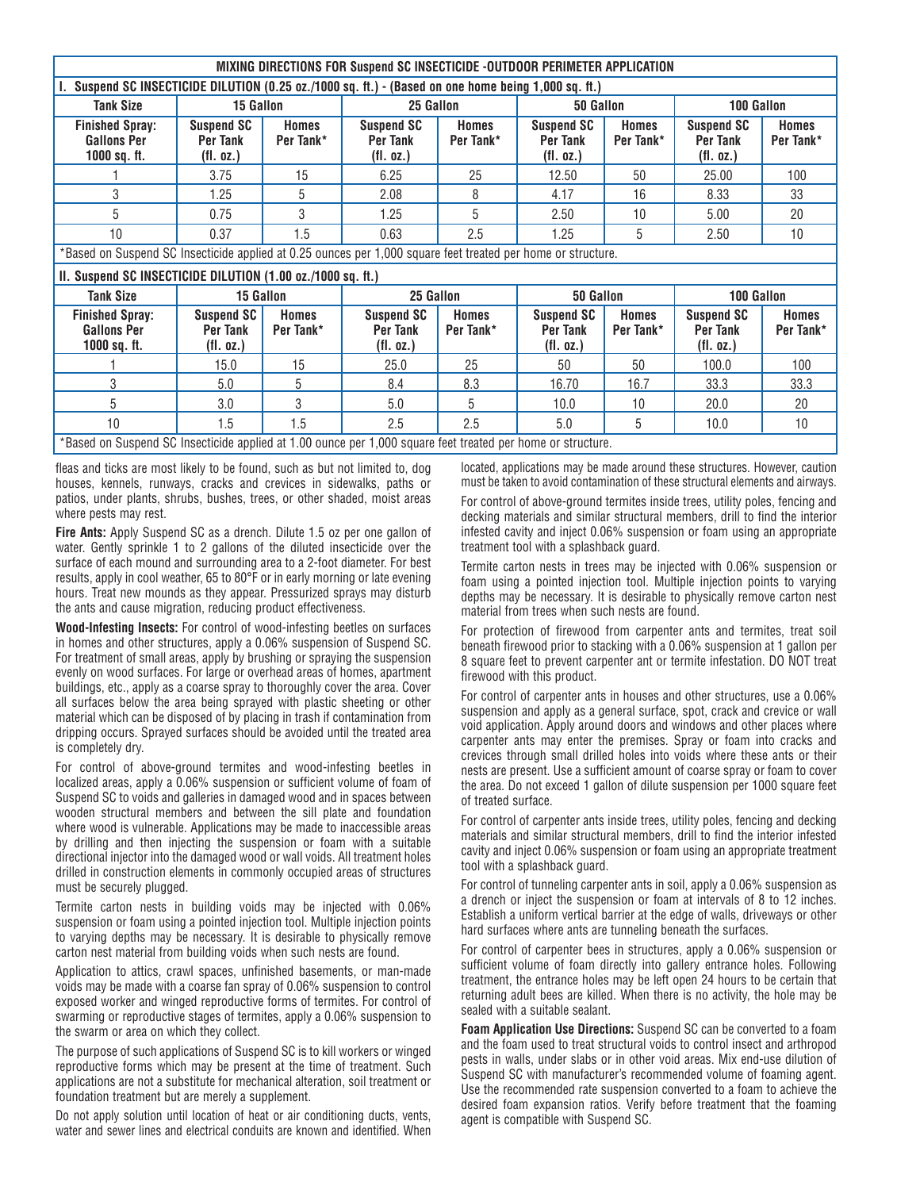## MIXING DIRECTIONS FOR Suspend SC INSECTICIDE -OUTDOOR PERIMETER APPLICATION

### I. Suspend SC INSECTICIDE DILUTION (0.25 oz./1000 sq. ft.) - (Based on one home being 1,000 sq. ft.)

| Tank Size | 15 Gallon | | 25 Gallon | | 50 Gallon | | 100 Gallon | |
|---|---|---|---|---|---|---|---|---|
| Finished Spray: Gallons Per 1000 sq. ft. | Suspend SC Per Tank (fl. oz.) | Homes Per Tank* | Suspend SC Per Tank (fl. oz.) | Homes Per Tank* | Suspend SC Per Tank (fl. oz.) | Homes Per Tank* | Suspend SC Per Tank (fl. oz.) | Homes Per Tank* |
| 1 | 3.75 | 15 | 6.25 | 25 | 12.50 | 50 | 25.00 | 100 |
| 3 | 1.25 | 5 | 2.08 | 8 | 4.17 | 16 | 8.33 | 33 |
| 5 | 0.75 | 3 | 1.25 | 5 | 2.50 | 10 | 5.00 | 20 |
| 10 | 0.37 | 1.5 | 0.63 | 2.5 | 1.25 | 5 | 2.50 | 10 |

*Based on Suspend SC Insecticide applied at 0.25 ounces per 1,000 square feet treated per home or structure.

### II. Suspend SC INSECTICIDE DILUTION (1.00 oz./1000 sq. ft.)

| Tank Size | 15 Gallon | | 25 Gallon | | 50 Gallon | | 100 Gallon | |
|---|---|---|---|---|---|---|---|---|
| Finished Spray: Gallons Per 1000 sq. ft. | Suspend SC Per Tank (fl. oz.) | Homes Per Tank* | Suspend SC Per Tank (fl. oz.) | Homes Per Tank* | Suspend SC Per Tank (fl. oz.) | Homes Per Tank* | Suspend SC Per Tank (fl. oz.) | Homes Per Tank* |
| 1 | 15.0 | 15 | 25.0 | 25 | 50 | 50 | 100.0 | 100 |
| 3 | 5.0 | 5 | 8.4 | 8.3 | 16.70 | 16.7 | 33.3 | 33.3 |
| 5 | 3.0 | 3 | 5.0 | 5 | 10.0 | 10 | 20.0 | 20 |
| 10 | 1.5 | 1.5 | 2.5 | 2.5 | 5.0 | 5 | 10.0 | 10 |

*Based on Suspend SC Insecticide applied at 1.00 ounce per 1,000 square feet treated per home or structure.

fleas and ticks are most likely to be found, such as but not limited to, dog houses, kennels, runways, cracks and crevices in sidewalks, paths or patios, under plants, shrubs, bushes, trees, or other shaded, moist areas where pests may rest.

**Fire Ants:** Apply Suspend SC as a drench. Dilute 1.5 oz per one gallon of water. Gently sprinkle 1 to 2 gallons of the diluted insecticide over the surface of each mound and surrounding area to a 2-foot diameter. For best results, apply in cool weather, 65 to 80°F or in early morning or late evening hours. Treat new mounds as they appear. Pressurized sprays may disturb the ants and cause migration, reducing product effectiveness.

**Wood-Infesting Insects:** For control of wood-infesting beetles on surfaces in homes and other structures, apply a 0.06% suspension of Suspend SC. For treatment of small areas, apply by brushing or spraying the suspension evenly on wood surfaces. For large or overhead areas of homes, apartment buildings, etc., apply as a coarse spray to thoroughly cover the area. Cover all surfaces below the area being sprayed with plastic sheeting or other material which can be disposed of by placing in trash if contamination from dripping occurs. Sprayed surfaces should be avoided until the treated area is completely dry.

For control of above-ground termites and wood-infesting beetles in localized areas, apply a 0.06% suspension or sufficient volume of foam of Suspend SC to voids and galleries in damaged wood and in spaces between wooden structural members and between the sill plate and foundation where wood is vulnerable. Applications may be made to inaccessible areas by drilling and then injecting the suspension or foam with a suitable directional injector into the damaged wood or wall voids. All treatment holes drilled in construction elements in commonly occupied areas of structures must be securely plugged.

Termite carton nests in building voids may be injected with 0.06% suspension or foam using a pointed injection tool. Multiple injection points to varying depths may be necessary. It is desirable to physically remove carton nest material from building voids when such nests are found.

Application to attics, crawl spaces, unfinished basements, or man-made voids may be made with a coarse fan spray of 0.06% suspension to control exposed worker and winged reproductive forms of termites. For control of swarming or reproductive stages of termites, apply a 0.06% suspension to the swarm or area on which they collect.

The purpose of such applications of Suspend SC is to kill workers or winged reproductive forms which may be present at the time of treatment. Such applications are not a substitute for mechanical alteration, soil treatment or foundation treatment but are merely a supplement.

Do not apply solution until location of heat or air conditioning ducts, vents, water and sewer lines and electrical conduits are known and identified. When located, applications may be made around these structures. However, caution must be taken to avoid contamination of these structural elements and airways.

For control of above-ground termites inside trees, utility poles, fencing and decking materials and similar structural members, drill to find the interior infested cavity and inject 0.06% suspension or foam using an appropriate treatment tool with a splashback guard.

Termite carton nests in trees may be injected with 0.06% suspension or foam using a pointed injection tool. Multiple injection points to varying depths may be necessary. It is desirable to physically remove carton nest material from trees when such nests are found.

For protection of firewood from carpenter ants and termites, treat soil beneath firewood prior to stacking with a 0.06% suspension at 1 gallon per 8 square feet to prevent carpenter ant or termite infestation. DO NOT treat firewood with this product.

For control of carpenter ants in houses and other structures, use a 0.06% suspension and apply as a general surface, spot, crack and crevice or wall void application. Apply around doors and windows and other places where carpenter ants may enter the premises. Spray or foam into cracks and crevices through small drilled holes into voids where these ants or their nests are present. Use a sufficient amount of coarse spray or foam to cover the area. Do not exceed 1 gallon of dilute suspension per 1000 square feet of treated surface.

For control of carpenter ants inside trees, utility poles, fencing and decking materials and similar structural members, drill to find the interior infested cavity and inject 0.06% suspension or foam using an appropriate treatment tool with a splashback guard.

For control of tunneling carpenter ants in soil, apply a 0.06% suspension as a drench or inject the suspension or foam at intervals of 8 to 12 inches. Establish a uniform vertical barrier at the edge of walls, driveways or other hard surfaces where ants are tunneling beneath the surfaces.

For control of carpenter bees in structures, apply a 0.06% suspension or sufficient volume of foam directly into gallery entrance holes. Following treatment, the entrance holes may be left open 24 hours to be certain that returning adult bees are killed. When there is no activity, the hole may be sealed with a suitable sealant.

**Foam Application Use Directions:** Suspend SC can be converted to a foam and the foam used to treat structural voids to control insect and arthropod pests in walls, under slabs or in other void areas. Mix end-use dilution of Suspend SC with manufacturer's recommended volume of foaming agent. Use the recommended rate suspension converted to a foam to achieve the desired foam expansion ratios. Verify before treatment that the foaming agent is compatible with Suspend SC.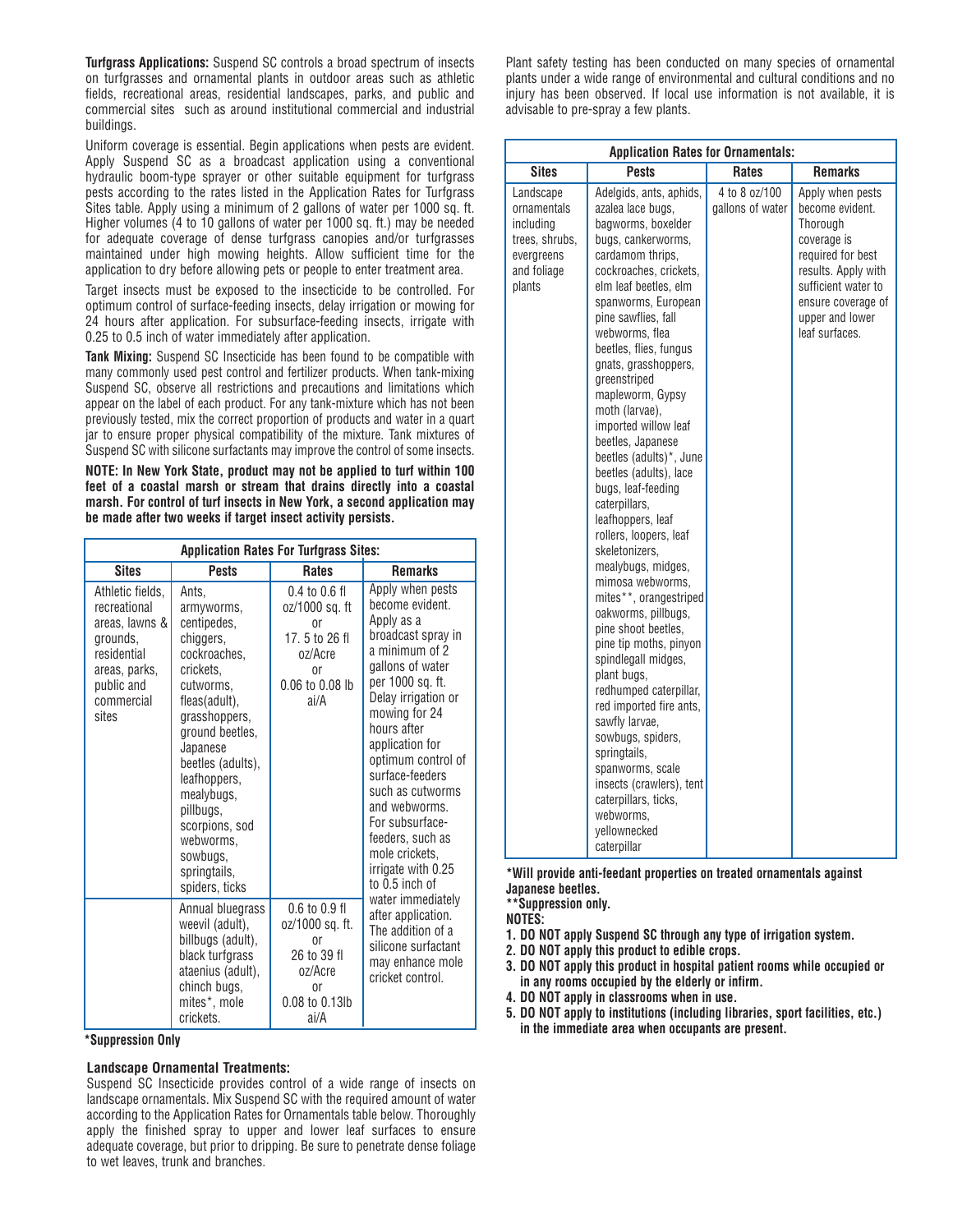**Turfgrass Applications:** Suspend SC controls a broad spectrum of insects on turfgrasses and ornamental plants in outdoor areas such as athletic fields, recreational areas, residential landscapes, parks, and public and commercial sites such as around institutional commercial and industrial buildings.

Uniform coverage is essential. Begin applications when pests are evident. Apply Suspend SC as a broadcast application using a conventional hydraulic boom-type sprayer or other suitable equipment for turfgrass pests according to the rates listed in the Application Rates for Turfgrass Sites table. Apply using a minimum of 2 gallons of water per 1000 sq. ft. Higher volumes (4 to 10 gallons of water per 1000 sq. ft.) may be needed for adequate coverage of dense turfgrass canopies and/or turfgrasses maintained under high mowing heights. Allow sufficient time for the application to dry before allowing pets or people to enter treatment area.

Target insects must be exposed to the insecticide to be controlled. For optimum control of surface-feeding insects, delay irrigation or mowing for 24 hours after application. For subsurface-feeding insects, irrigate with 0.25 to 0.5 inch of water immediately after application.

**Tank Mixing:** Suspend SC Insecticide has been found to be compatible with many commonly used pest control and fertilizer products. When tank-mixing Suspend SC, observe all restrictions and precautions and limitations which appear on the label of each product. For any tank-mixture which has not been previously tested, mix the correct proportion of products and water in a quart jar to ensure proper physical compatibility of the mixture. Tank mixtures of Suspend SC with silicone surfactants may improve the control of some insects.

**NOTE: In New York State, product may not be applied to turf within 100 feet of a coastal marsh or stream that drains directly into a coastal marsh. For control of turf insects in New York, a second application may be made after two weeks if target insect activity persists.**

**Application Rates For Turfgrass Sites:**

| Sites | Pests | Rates | Remarks |
|---|---|---|---|
| Athletic fields, recreational areas, lawns & grounds, residential areas, parks, public and commercial sites | Ants, armyworms, centipedes, chiggers, cockroaches, crickets, cutworms, fleas(adult), grasshoppers, ground beetles, Japanese beetles (adults), leafhoppers, mealybugs, pillbugs, scorpions, sod webworms, sowbugs, springtails, spiders, ticks | 0.4 to 0.6 fl oz/1000 sq. ft or 17. 5 to 26 fl oz/Acre or 0.06 to 0.08 lb ai/A | Apply when pests become evident. Apply as a broadcast spray in a minimum of 2 gallons of water per 1000 sq. ft. Delay irrigation or mowing for 24 hours after application for optimum control of surface-feeders such as cutworms and webworms. For subsurface-feeders, such as mole crickets, irrigate with 0.25 to 0.5 inch of water immediately after application. The addition of a silicone surfactant may enhance mole cricket control. |
| | Annual bluegrass weevil (adult), billbugs (adult), black turfgrass ataenius (adult), chinch bugs, mites*, mole crickets. | 0.6 to 0.9 fl oz/1000 sq. ft. or 26 to 39 fl oz/Acre or 0.08 to 0.13lb ai/A | |

*Suppression Only

**Landscape Ornamental Treatments:**

Suspend SC Insecticide provides control of a wide range of insects on landscape ornamentals. Mix Suspend SC with the required amount of water according to the Application Rates for Ornamentals table below. Thoroughly apply the finished spray to upper and lower leaf surfaces to ensure adequate coverage, but prior to dripping. Be sure to penetrate dense foliage to wet leaves, trunk and branches.

Plant safety testing has been conducted on many species of ornamental plants under a wide range of environmental and cultural conditions and no injury has been observed. If local use information is not available, it is advisable to pre-spray a few plants.

**Application Rates for Ornamentals:**

| Sites | Pests | Rates | Remarks |
|---|---|---|---|
| Landscape ornamentals including trees, shrubs, evergreens and foliage plants | Adelgids, ants, aphids, azalea lace bugs, bagworms, boxelder bugs, cankerworms, cardamom thrips, cockroaches, crickets, elm leaf beetles, elm spanworms, European pine sawflies, fall webworms, flea beetles, flies, fungus gnats, grasshoppers, greenstriped mapleworm, Gypsy moth (larvae), imported willow leaf beetles, Japanese beetles (adults)*, June beetles (adults), lace bugs, leaf-feeding caterpillars, leafhoppers, leaf rollers, loopers, leaf skeletonizers, mealybugs, midges, mimosa webworms, mites**, orangestriped oakworms, pillbugs, pine shoot beetles, pine tip moths, pinyon spindlegall midges, plant bugs, redhumped caterpillar, red imported fire ants, sawfly larvae, sowbugs, spiders, springtails, spanworms, scale insects (crawlers), tent caterpillars, ticks, webworms, yellownecked caterpillar | 4 to 8 oz/100 gallons of water | Apply when pests become evident. Thorough coverage is required for best results. Apply with sufficient water to ensure coverage of upper and lower leaf surfaces. |

**\*Will provide anti-feedant properties on treated ornamentals against Japanese beetles.**

**\*\*Suppression only.**

**NOTES:**

1. **DO NOT apply Suspend SC through any type of irrigation system.**
2. **DO NOT apply this product to edible crops.**
3. **DO NOT apply this product in hospital patient rooms while occupied or in any rooms occupied by the elderly or infirm.**
4. **DO NOT apply in classrooms when in use.**
5. **DO NOT apply to institutions (including libraries, sport facilities, etc.) in the immediate area when occupants are present.**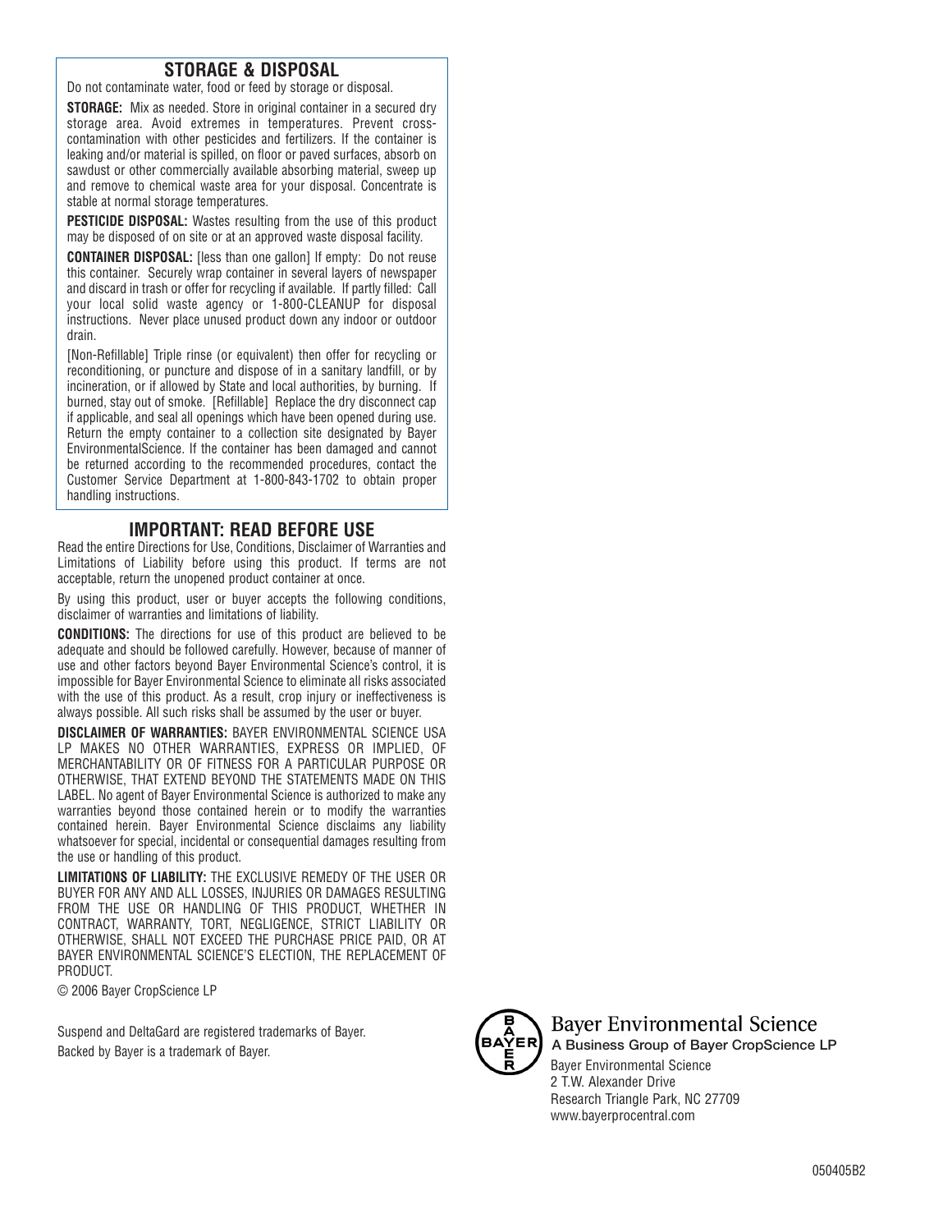## STORAGE & DISPOSAL

Do not contaminate water, food or feed by storage or disposal.

**STORAGE:** Mix as needed. Store in original container in a secured dry storage area. Avoid extremes in temperatures. Prevent cross-contamination with other pesticides and fertilizers. If the container is leaking and/or material is spilled, on floor or paved surfaces, absorb on sawdust or other commercially available absorbing material, sweep up and remove to chemical waste area for your disposal. Concentrate is stable at normal storage temperatures.

**PESTICIDE DISPOSAL:** Wastes resulting from the use of this product may be disposed of on site or at an approved waste disposal facility.

**CONTAINER DISPOSAL:** [less than one gallon] If empty: Do not reuse this container. Securely wrap container in several layers of newspaper and discard in trash or offer for recycling if available. If partly filled: Call your local solid waste agency or 1-800-CLEANUP for disposal instructions. Never place unused product down any indoor or outdoor drain.

[Non-Refillable] Triple rinse (or equivalent) then offer for recycling or reconditioning, or puncture and dispose of in a sanitary landfill, or by incineration, or if allowed by State and local authorities, by burning. If burned, stay out of smoke. [Refillable] Replace the dry disconnect cap if applicable, and seal all openings which have been opened during use. Return the empty container to a collection site designated by Bayer EnvironmentalScience. If the container has been damaged and cannot be returned according to the recommended procedures, contact the Customer Service Department at 1-800-843-1702 to obtain proper handling instructions.

## IMPORTANT: READ BEFORE USE

Read the entire Directions for Use, Conditions, Disclaimer of Warranties and Limitations of Liability before using this product. If terms are not acceptable, return the unopened product container at once.

By using this product, user or buyer accepts the following conditions, disclaimer of warranties and limitations of liability.

**CONDITIONS:** The directions for use of this product are believed to be adequate and should be followed carefully. However, because of manner of use and other factors beyond Bayer Environmental Science's control, it is impossible for Bayer Environmental Science to eliminate all risks associated with the use of this product. As a result, crop injury or ineffectiveness is always possible. All such risks shall be assumed by the user or buyer.

**DISCLAIMER OF WARRANTIES:** BAYER ENVIRONMENTAL SCIENCE USA LP MAKES NO OTHER WARRANTIES, EXPRESS OR IMPLIED, OF MERCHANTABILITY OR OF FITNESS FOR A PARTICULAR PURPOSE OR OTHERWISE, THAT EXTEND BEYOND THE STATEMENTS MADE ON THIS LABEL. No agent of Bayer Environmental Science is authorized to make any warranties beyond those contained herein or to modify the warranties contained herein. Bayer Environmental Science disclaims any liability whatsoever for special, incidental or consequential damages resulting from the use or handling of this product.

**LIMITATIONS OF LIABILITY:** THE EXCLUSIVE REMEDY OF THE USER OR BUYER FOR ANY AND ALL LOSSES, INJURIES OR DAMAGES RESULTING FROM THE USE OR HANDLING OF THIS PRODUCT, WHETHER IN CONTRACT, WARRANTY, TORT, NEGLIGENCE, STRICT LIABILITY OR OTHERWISE, SHALL NOT EXCEED THE PURCHASE PRICE PAID, OR AT BAYER ENVIRONMENTAL SCIENCE'S ELECTION, THE REPLACEMENT OF PRODUCT.

© 2006 Bayer CropScience LP

Suspend and DeltaGard are registered trademarks of Bayer.
Backed by Bayer is a trademark of Bayer.

Bayer Environmental Science
A Business Group of Bayer CropScience LP

Bayer Environmental Science
2 T.W. Alexander Drive
Research Triangle Park, NC 27709
www.bayerprocentral.com

050405B2